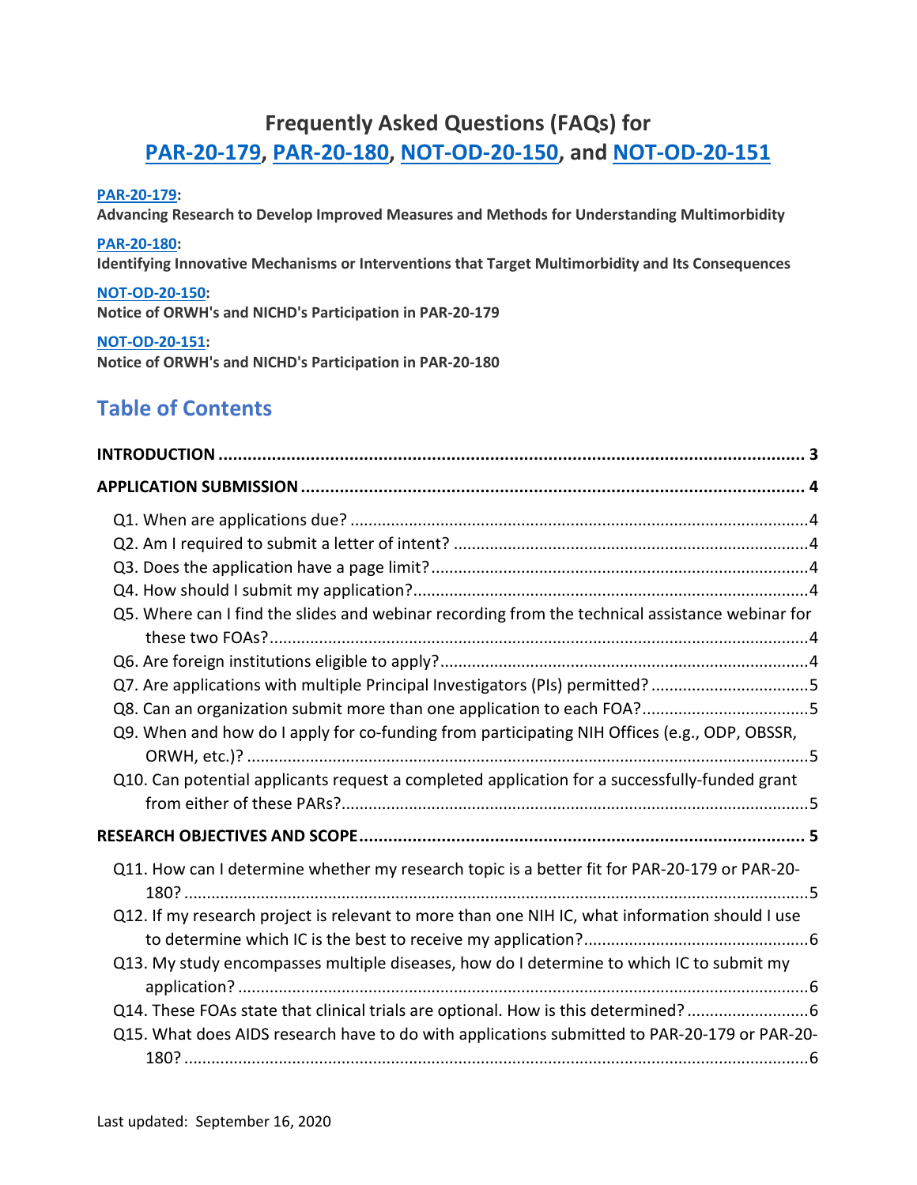# Frequently Asked Questions (FAQs) for PAR-20-179, PAR-20-180, NOT-OD-20-150, and NOT-OD-20-151

**PAR-20-179:**
**Advancing Research to Develop Improved Measures and Methods for Understanding Multimorbidity**

**PAR-20-180:**
**Identifying Innovative Mechanisms or Interventions that Target Multimorbidity and Its Consequences**

**NOT-OD-20-150:**
**Notice of ORWH's and NICHD's Participation in PAR-20-179**

**NOT-OD-20-151:**
**Notice of ORWH's and NICHD's Participation in PAR-20-180**

## Table of Contents

**INTRODUCTION** ........................................................................................................ 3

**APPLICATION SUBMISSION** ...................................................................................... 4

- Q1. When are applications due? ........................................................................................4
- Q2. Am I required to submit a letter of intent? .............................................................4
- Q3. Does the application have a page limit? .................................................................4
- Q4. How should I submit my application? .......................................................................4
- Q5. Where can I find the slides and webinar recording from the technical assistance webinar for these two FOAs? ........................................................................................................4
- Q6. Are foreign institutions eligible to apply? ................................................................4
- Q7. Are applications with multiple Principal Investigators (PIs) permitted? ...................5
- Q8. Can an organization submit more than one application to each FOA? ....................5
- Q9. When and how do I apply for co-funding from participating NIH Offices (e.g., ODP, OBSSR, ORWH, etc.)? ........................................................................................................5
- Q10. Can potential applicants request a completed application for a successfully-funded grant from either of these PARs? ........................................................................................5

**RESEARCH OBJECTIVES AND SCOPE** ........................................................................ 5

- Q11. How can I determine whether my research topic is a better fit for PAR-20-179 or PAR-20-180? ........................................................................................................5
- Q12. If my research project is relevant to more than one NIH IC, what information should I use to determine which IC is the best to receive my application? ........................................6
- Q13. My study encompasses multiple diseases, how do I determine to which IC to submit my application? ........................................................................................................6
- Q14. These FOAs state that clinical trials are optional. How is this determined? ..........6
- Q15. What does AIDS research have to do with applications submitted to PAR-20-179 or PAR-20-180? ........................................................................................................6

Last updated: September 16, 2020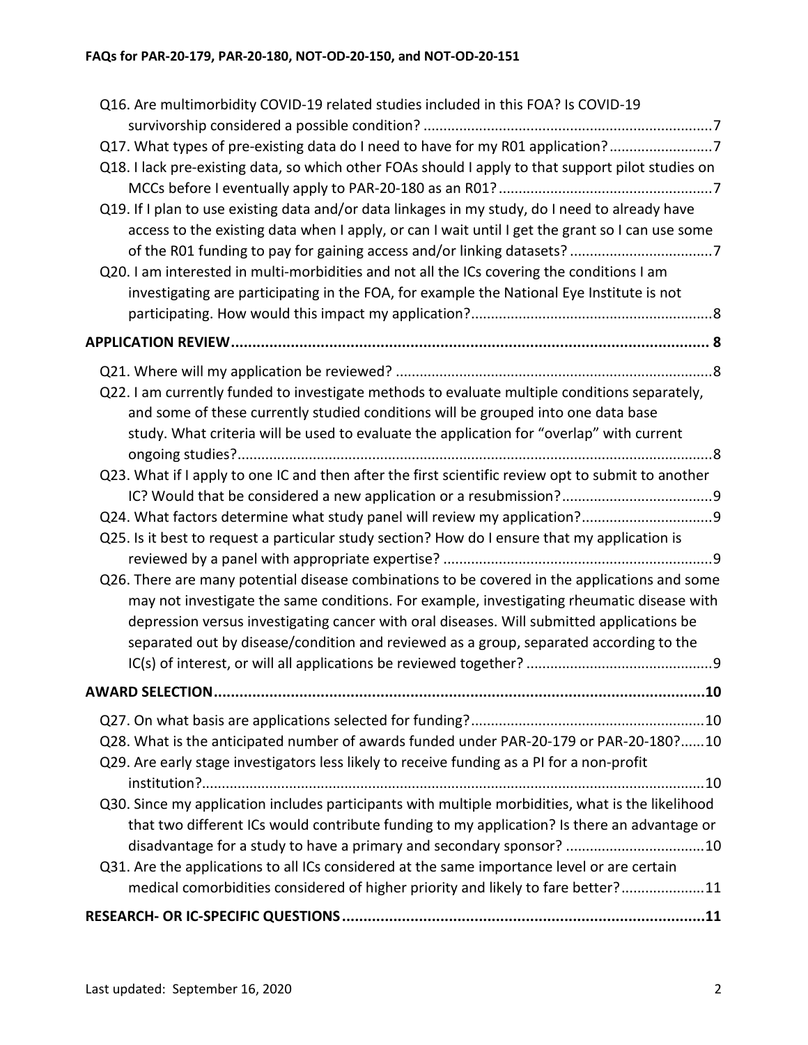Q16. Are multimorbidity COVID-19 related studies included in this FOA? Is COVID-19 survivorship considered a possible condition? ........ 7

Q17. What types of pre-existing data do I need to have for my R01 application? ........ 7

Q18. I lack pre-existing data, so which other FOAs should I apply to that support pilot studies on MCCs before I eventually apply to PAR-20-180 as an R01? ........ 7

Q19. If I plan to use existing data and/or data linkages in my study, do I need to already have access to the existing data when I apply, or can I wait until I get the grant so I can use some of the R01 funding to pay for gaining access and/or linking datasets? ........ 7

Q20. I am interested in multi-morbidities and not all the ICs covering the conditions I am investigating are participating in the FOA, for example the National Eye Institute is not participating. How would this impact my application? ........ 8

**APPLICATION REVIEW ........ 8**

Q21. Where will my application be reviewed? ........ 8

Q22. I am currently funded to investigate methods to evaluate multiple conditions separately, and some of these currently studied conditions will be grouped into one data base study. What criteria will be used to evaluate the application for "overlap" with current ongoing studies? ........ 8

Q23. What if I apply to one IC and then after the first scientific review opt to submit to another IC? Would that be considered a new application or a resubmission? ........ 9

Q24. What factors determine what study panel will review my application? ........ 9

Q25. Is it best to request a particular study section? How do I ensure that my application is reviewed by a panel with appropriate expertise? ........ 9

Q26. There are many potential disease combinations to be covered in the applications and some may not investigate the same conditions. For example, investigating rheumatic disease with depression versus investigating cancer with oral diseases. Will submitted applications be separated out by disease/condition and reviewed as a group, separated according to the IC(s) of interest, or will all applications be reviewed together? ........ 9

**AWARD SELECTION ........ 10**

Q27. On what basis are applications selected for funding? ........ 10

Q28. What is the anticipated number of awards funded under PAR-20-179 or PAR-20-180? ........ 10

Q29. Are early stage investigators less likely to receive funding as a PI for a non-profit institution? ........ 10

Q30. Since my application includes participants with multiple morbidities, what is the likelihood that two different ICs would contribute funding to my application? Is there an advantage or disadvantage for a study to have a primary and secondary sponsor? ........ 10

Q31. Are the applications to all ICs considered at the same importance level or are certain medical comorbidities considered of higher priority and likely to fare better? ........ 11

**RESEARCH- OR IC-SPECIFIC QUESTIONS ........ 11**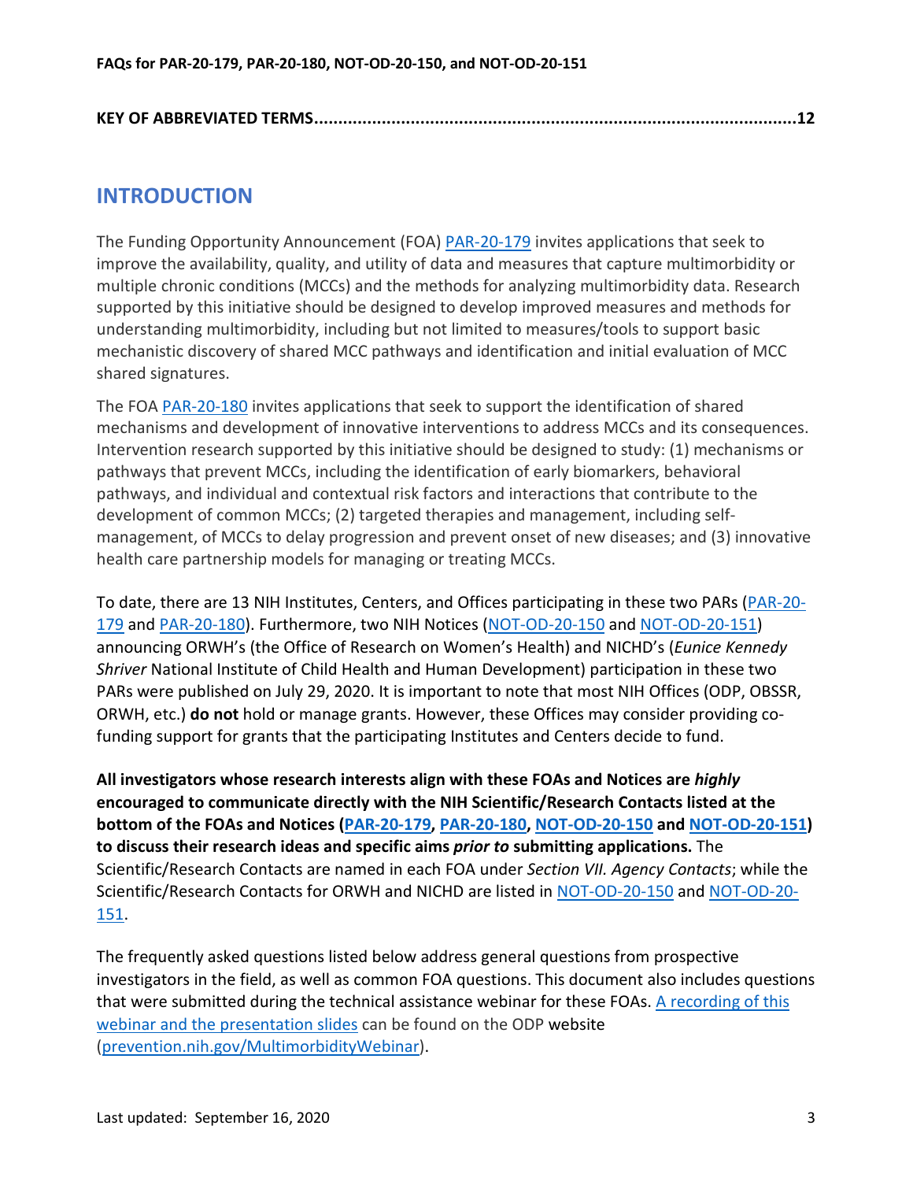**KEY OF ABBREVIATED TERMS....................................................................................................12**

## INTRODUCTION

The Funding Opportunity Announcement (FOA) PAR-20-179 invites applications that seek to improve the availability, quality, and utility of data and measures that capture multimorbidity or multiple chronic conditions (MCCs) and the methods for analyzing multimorbidity data. Research supported by this initiative should be designed to develop improved measures and methods for understanding multimorbidity, including but not limited to measures/tools to support basic mechanistic discovery of shared MCC pathways and identification and initial evaluation of MCC shared signatures.

The FOA PAR-20-180 invites applications that seek to support the identification of shared mechanisms and development of innovative interventions to address MCCs and its consequences. Intervention research supported by this initiative should be designed to study: (1) mechanisms or pathways that prevent MCCs, including the identification of early biomarkers, behavioral pathways, and individual and contextual risk factors and interactions that contribute to the development of common MCCs; (2) targeted therapies and management, including self-management, of MCCs to delay progression and prevent onset of new diseases; and (3) innovative health care partnership models for managing or treating MCCs.

To date, there are 13 NIH Institutes, Centers, and Offices participating in these two PARs (PAR-20-179 and PAR-20-180). Furthermore, two NIH Notices (NOT-OD-20-150 and NOT-OD-20-151) announcing ORWH's (the Office of Research on Women's Health) and NICHD's (*Eunice Kennedy Shriver* National Institute of Child Health and Human Development) participation in these two PARs were published on July 29, 2020. It is important to note that most NIH Offices (ODP, OBSSR, ORWH, etc.) **do not** hold or manage grants. However, these Offices may consider providing co-funding support for grants that the participating Institutes and Centers decide to fund.

**All investigators whose research interests align with these FOAs and Notices are *highly* encouraged to communicate directly with the NIH Scientific/Research Contacts listed at the bottom of the FOAs and Notices (PAR-20-179, PAR-20-180, NOT-OD-20-150 and NOT-OD-20-151) to discuss their research ideas and specific aims *prior to* submitting applications.** The Scientific/Research Contacts are named in each FOA under *Section VII. Agency Contacts*; while the Scientific/Research Contacts for ORWH and NICHD are listed in NOT-OD-20-150 and NOT-OD-20-151.

The frequently asked questions listed below address general questions from prospective investigators in the field, as well as common FOA questions. This document also includes questions that were submitted during the technical assistance webinar for these FOAs. A recording of this webinar and the presentation slides can be found on the ODP website (prevention.nih.gov/MultimorbidityWebinar).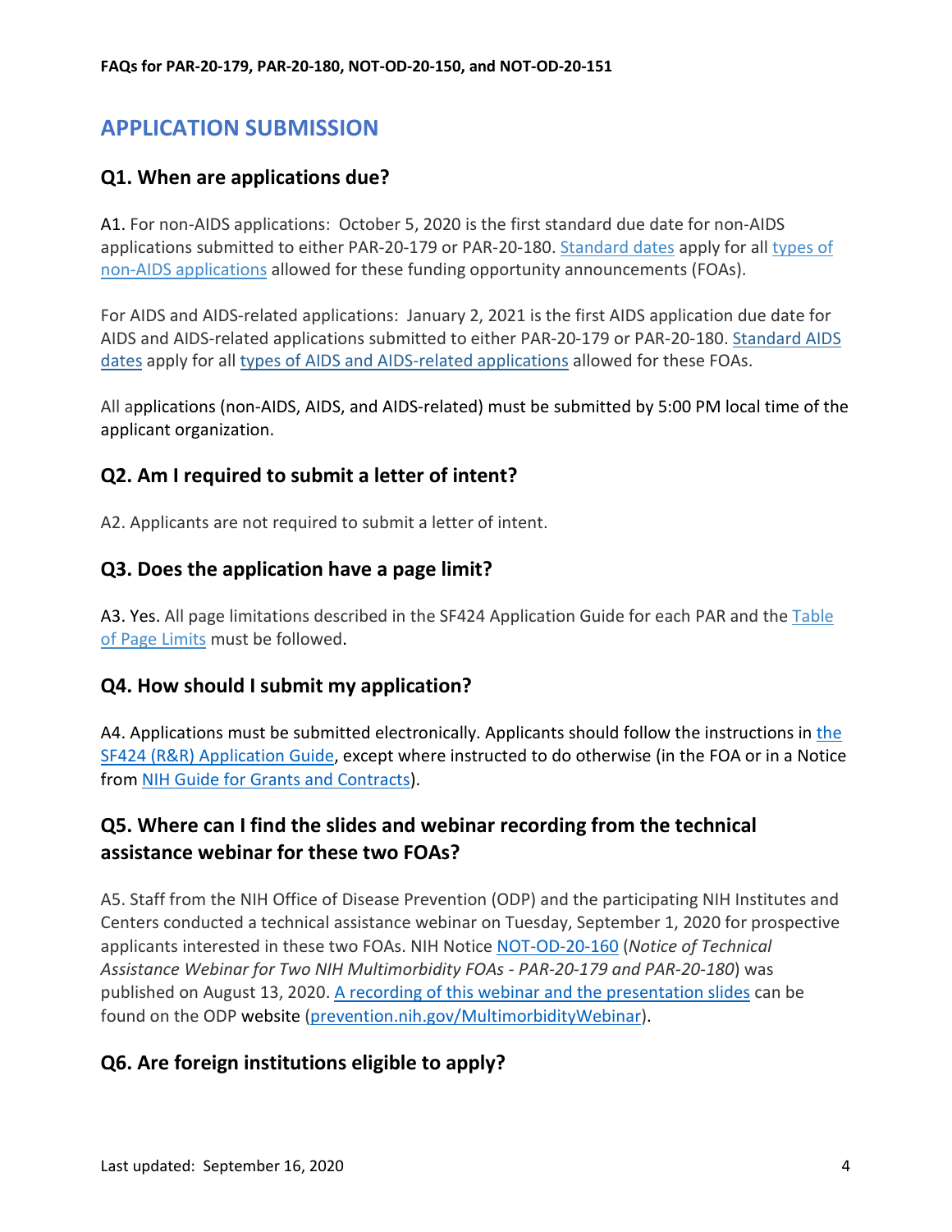## APPLICATION SUBMISSION

### Q1. When are applications due?

A1. For non-AIDS applications: October 5, 2020 is the first standard due date for non-AIDS applications submitted to either PAR-20-179 or PAR-20-180. Standard dates apply for all types of non-AIDS applications allowed for these funding opportunity announcements (FOAs).

For AIDS and AIDS-related applications: January 2, 2021 is the first AIDS application due date for AIDS and AIDS-related applications submitted to either PAR-20-179 or PAR-20-180. Standard AIDS dates apply for all types of AIDS and AIDS-related applications allowed for these FOAs.

All applications (non-AIDS, AIDS, and AIDS-related) must be submitted by 5:00 PM local time of the applicant organization.

### Q2. Am I required to submit a letter of intent?

A2. Applicants are not required to submit a letter of intent.

### Q3. Does the application have a page limit?

A3. Yes. All page limitations described in the SF424 Application Guide for each PAR and the Table of Page Limits must be followed.

### Q4. How should I submit my application?

A4. Applications must be submitted electronically. Applicants should follow the instructions in the SF424 (R&R) Application Guide, except where instructed to do otherwise (in the FOA or in a Notice from NIH Guide for Grants and Contracts).

### Q5. Where can I find the slides and webinar recording from the technical assistance webinar for these two FOAs?

A5. Staff from the NIH Office of Disease Prevention (ODP) and the participating NIH Institutes and Centers conducted a technical assistance webinar on Tuesday, September 1, 2020 for prospective applicants interested in these two FOAs. NIH Notice NOT-OD-20-160 (*Notice of Technical Assistance Webinar for Two NIH Multimorbidity FOAs - PAR-20-179 and PAR-20-180*) was published on August 13, 2020. A recording of this webinar and the presentation slides can be found on the ODP website (prevention.nih.gov/MultimorbidityWebinar).

### Q6. Are foreign institutions eligible to apply?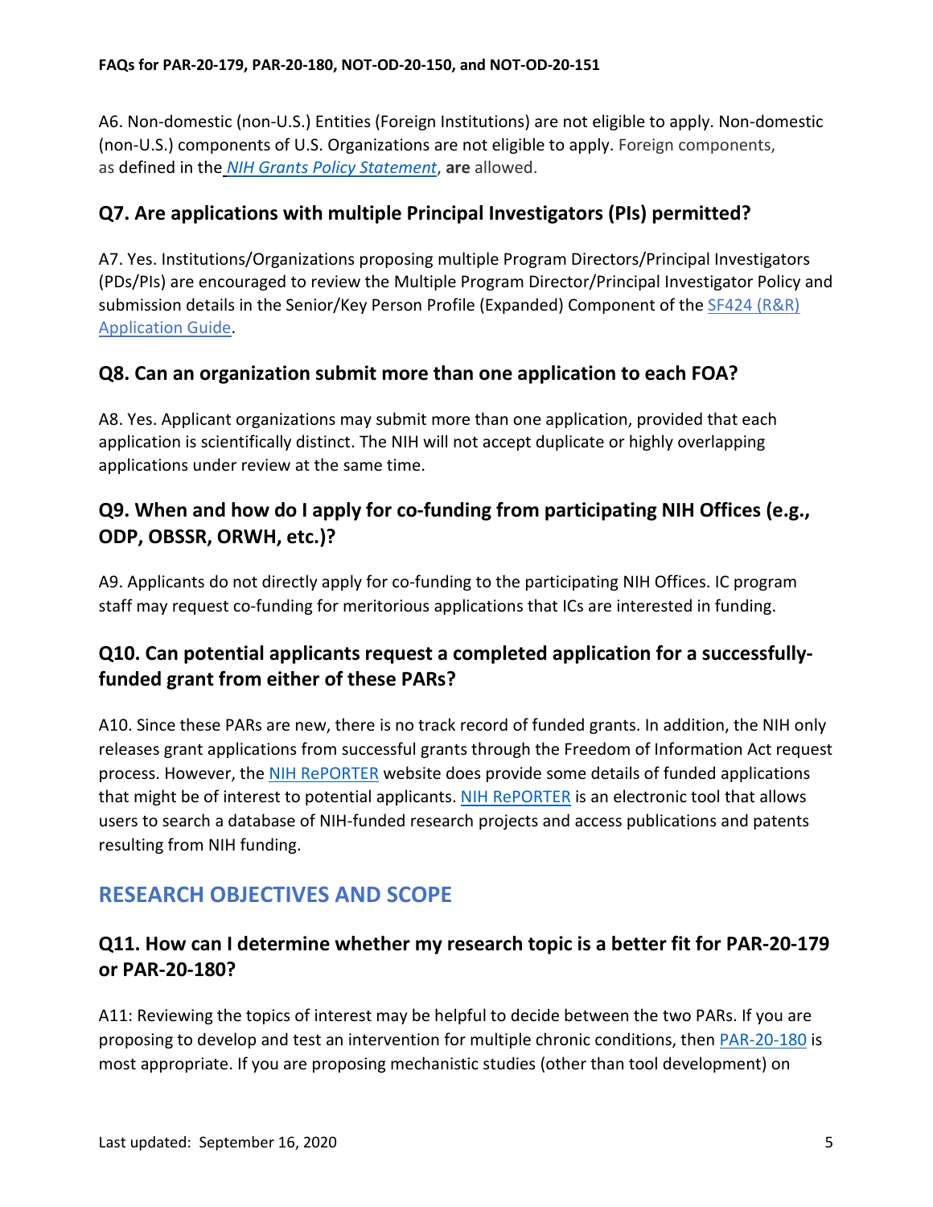A6. Non-domestic (non-U.S.) Entities (Foreign Institutions) are not eligible to apply. Non-domestic (non-U.S.) components of U.S. Organizations are not eligible to apply. Foreign components, as defined in the *NIH Grants Policy Statement*, **are** allowed.

## Q7. Are applications with multiple Principal Investigators (PIs) permitted?

A7. Yes. Institutions/Organizations proposing multiple Program Directors/Principal Investigators (PDs/PIs) are encouraged to review the Multiple Program Director/Principal Investigator Policy and submission details in the Senior/Key Person Profile (Expanded) Component of the SF424 (R&R) Application Guide.

## Q8. Can an organization submit more than one application to each FOA?

A8. Yes. Applicant organizations may submit more than one application, provided that each application is scientifically distinct. The NIH will not accept duplicate or highly overlapping applications under review at the same time.

## Q9. When and how do I apply for co-funding from participating NIH Offices (e.g., ODP, OBSSR, ORWH, etc.)?

A9. Applicants do not directly apply for co-funding to the participating NIH Offices. IC program staff may request co-funding for meritorious applications that ICs are interested in funding.

## Q10. Can potential applicants request a completed application for a successfully-funded grant from either of these PARs?

A10. Since these PARs are new, there is no track record of funded grants. In addition, the NIH only releases grant applications from successful grants through the Freedom of Information Act request process. However, the NIH RePORTER website does provide some details of funded applications that might be of interest to potential applicants. NIH RePORTER is an electronic tool that allows users to search a database of NIH-funded research projects and access publications and patents resulting from NIH funding.

# RESEARCH OBJECTIVES AND SCOPE

## Q11. How can I determine whether my research topic is a better fit for PAR-20-179 or PAR-20-180?

A11: Reviewing the topics of interest may be helpful to decide between the two PARs. If you are proposing to develop and test an intervention for multiple chronic conditions, then PAR-20-180 is most appropriate. If you are proposing mechanistic studies (other than tool development) on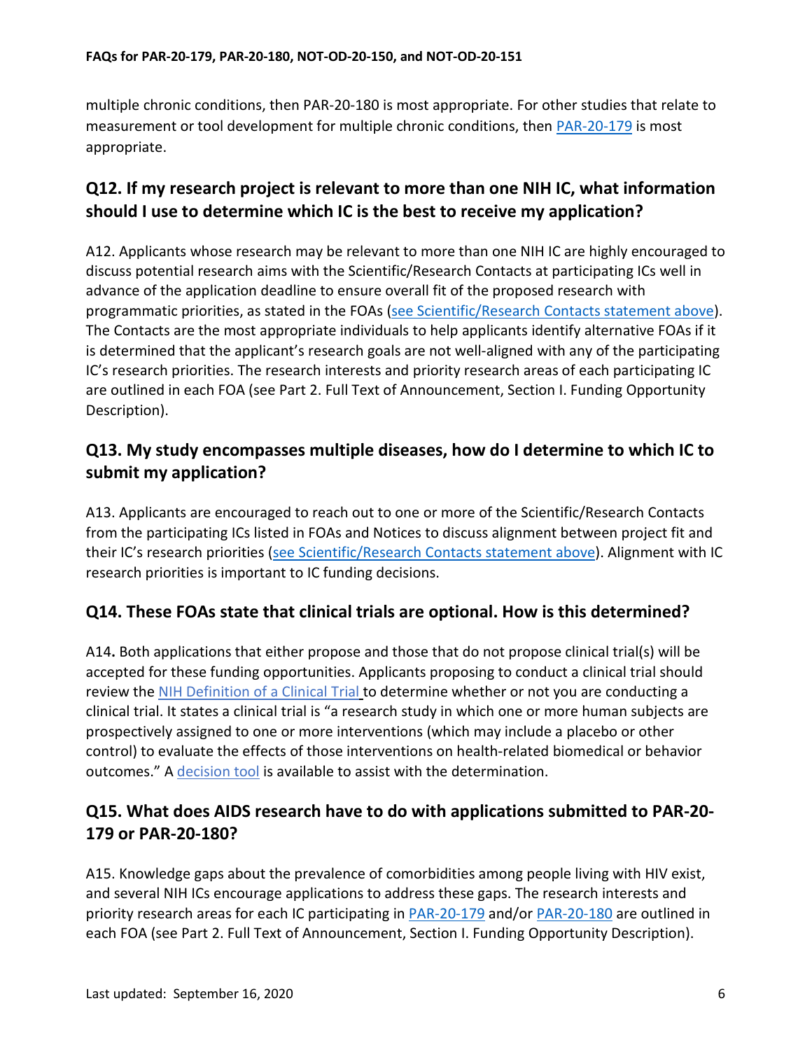multiple chronic conditions, then PAR-20-180 is most appropriate. For other studies that relate to measurement or tool development for multiple chronic conditions, then PAR-20-179 is most appropriate.

## Q12. If my research project is relevant to more than one NIH IC, what information should I use to determine which IC is the best to receive my application?

A12. Applicants whose research may be relevant to more than one NIH IC are highly encouraged to discuss potential research aims with the Scientific/Research Contacts at participating ICs well in advance of the application deadline to ensure overall fit of the proposed research with programmatic priorities, as stated in the FOAs (see Scientific/Research Contacts statement above). The Contacts are the most appropriate individuals to help applicants identify alternative FOAs if it is determined that the applicant's research goals are not well-aligned with any of the participating IC's research priorities. The research interests and priority research areas of each participating IC are outlined in each FOA (see Part 2. Full Text of Announcement, Section I. Funding Opportunity Description).

## Q13. My study encompasses multiple diseases, how do I determine to which IC to submit my application?

A13. Applicants are encouraged to reach out to one or more of the Scientific/Research Contacts from the participating ICs listed in FOAs and Notices to discuss alignment between project fit and their IC's research priorities (see Scientific/Research Contacts statement above). Alignment with IC research priorities is important to IC funding decisions.

## Q14. These FOAs state that clinical trials are optional. How is this determined?

A14**.** Both applications that either propose and those that do not propose clinical trial(s) will be accepted for these funding opportunities. Applicants proposing to conduct a clinical trial should review the NIH Definition of a Clinical Trial to determine whether or not you are conducting a clinical trial. It states a clinical trial is "a research study in which one or more human subjects are prospectively assigned to one or more interventions (which may include a placebo or other control) to evaluate the effects of those interventions on health-related biomedical or behavior outcomes." A decision tool is available to assist with the determination.

## Q15. What does AIDS research have to do with applications submitted to PAR-20-179 or PAR-20-180?

A15. Knowledge gaps about the prevalence of comorbidities among people living with HIV exist, and several NIH ICs encourage applications to address these gaps. The research interests and priority research areas for each IC participating in PAR-20-179 and/or PAR-20-180 are outlined in each FOA (see Part 2. Full Text of Announcement, Section I. Funding Opportunity Description).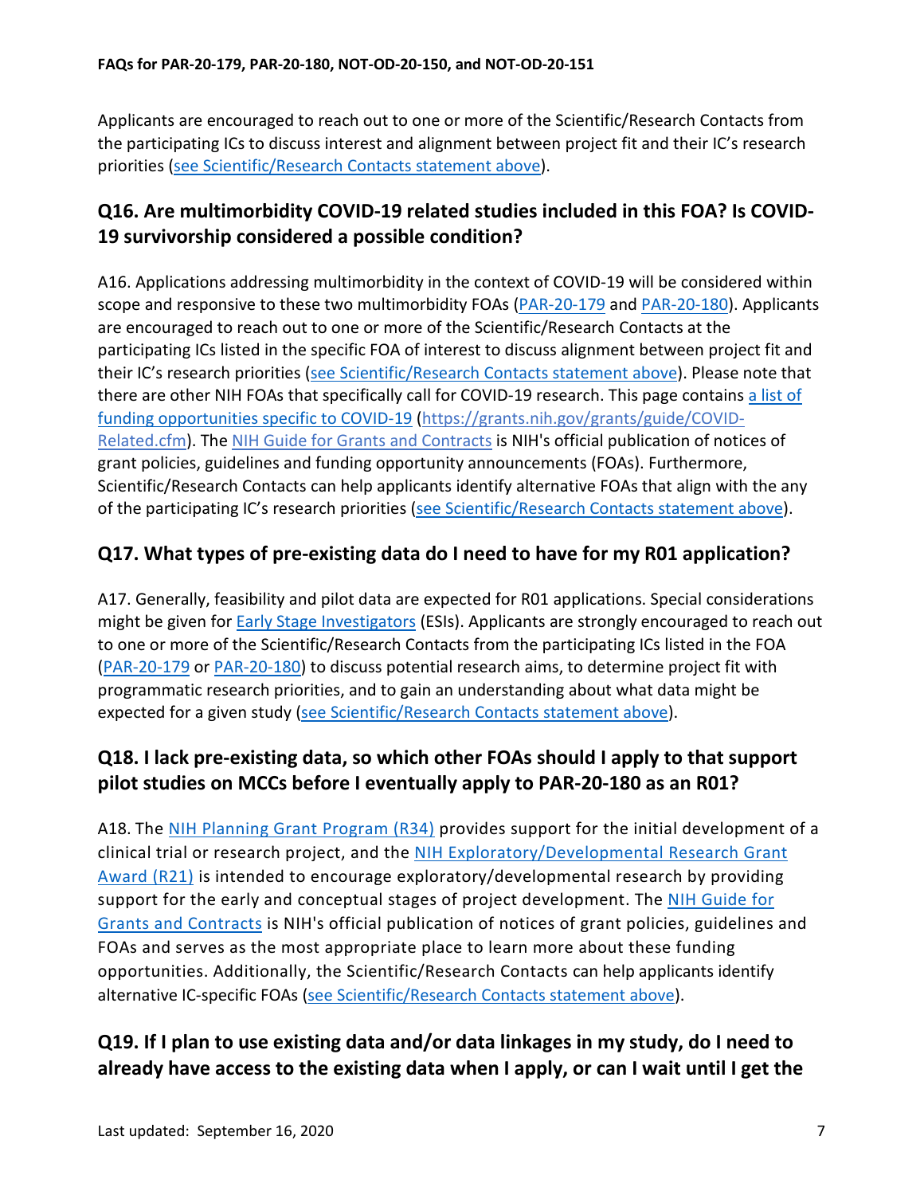Applicants are encouraged to reach out to one or more of the Scientific/Research Contacts from the participating ICs to discuss interest and alignment between project fit and their IC's research priorities (see Scientific/Research Contacts statement above).

## Q16. Are multimorbidity COVID-19 related studies included in this FOA? Is COVID-19 survivorship considered a possible condition?

A16. Applications addressing multimorbidity in the context of COVID-19 will be considered within scope and responsive to these two multimorbidity FOAs (PAR-20-179 and PAR-20-180). Applicants are encouraged to reach out to one or more of the Scientific/Research Contacts at the participating ICs listed in the specific FOA of interest to discuss alignment between project fit and their IC's research priorities (see Scientific/Research Contacts statement above). Please note that there are other NIH FOAs that specifically call for COVID-19 research. This page contains a list of funding opportunities specific to COVID-19 (https://grants.nih.gov/grants/guide/COVID-Related.cfm). The NIH Guide for Grants and Contracts is NIH's official publication of notices of grant policies, guidelines and funding opportunity announcements (FOAs). Furthermore, Scientific/Research Contacts can help applicants identify alternative FOAs that align with the any of the participating IC's research priorities (see Scientific/Research Contacts statement above).

## Q17. What types of pre-existing data do I need to have for my R01 application?

A17. Generally, feasibility and pilot data are expected for R01 applications. Special considerations might be given for Early Stage Investigators (ESIs). Applicants are strongly encouraged to reach out to one or more of the Scientific/Research Contacts from the participating ICs listed in the FOA (PAR-20-179 or PAR-20-180) to discuss potential research aims, to determine project fit with programmatic research priorities, and to gain an understanding about what data might be expected for a given study (see Scientific/Research Contacts statement above).

## Q18. I lack pre-existing data, so which other FOAs should I apply to that support pilot studies on MCCs before I eventually apply to PAR-20-180 as an R01?

A18. The NIH Planning Grant Program (R34) provides support for the initial development of a clinical trial or research project, and the NIH Exploratory/Developmental Research Grant Award (R21) is intended to encourage exploratory/developmental research by providing support for the early and conceptual stages of project development. The NIH Guide for Grants and Contracts is NIH's official publication of notices of grant policies, guidelines and FOAs and serves as the most appropriate place to learn more about these funding opportunities. Additionally, the Scientific/Research Contacts can help applicants identify alternative IC-specific FOAs (see Scientific/Research Contacts statement above).

## Q19. If I plan to use existing data and/or data linkages in my study, do I need to already have access to the existing data when I apply, or can I wait until I get the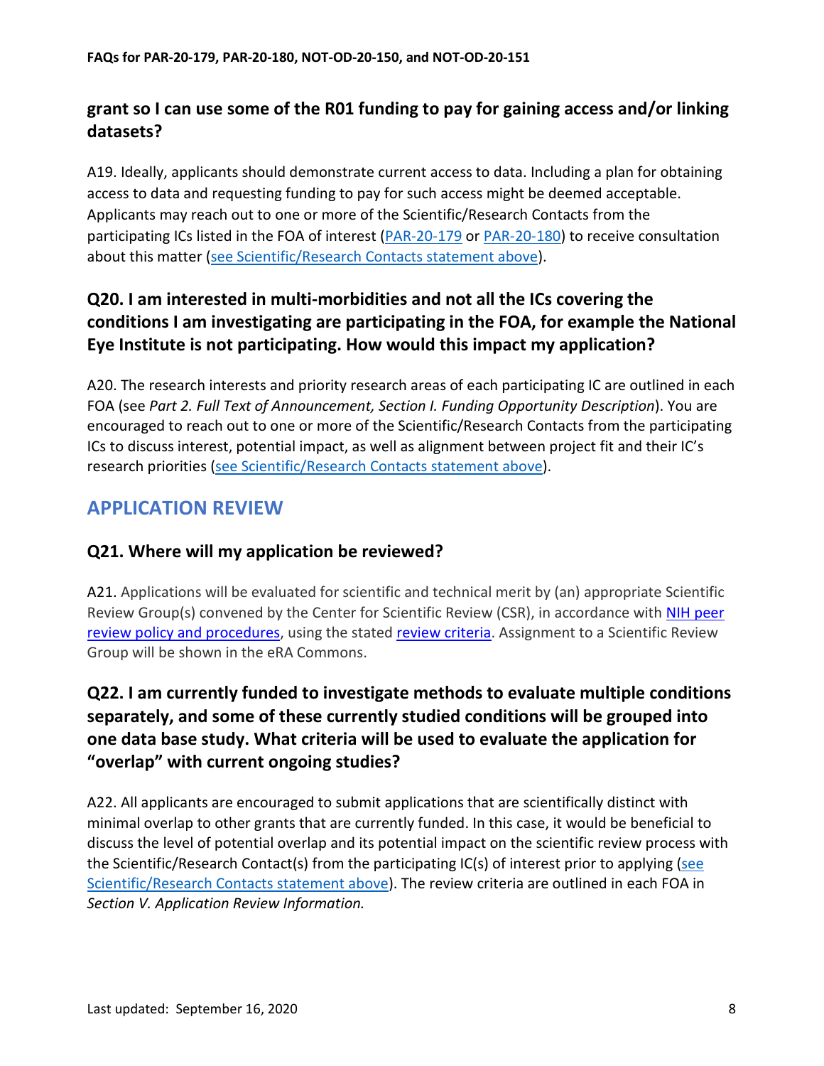### grant so I can use some of the R01 funding to pay for gaining access and/or linking datasets?

A19. Ideally, applicants should demonstrate current access to data. Including a plan for obtaining access to data and requesting funding to pay for such access might be deemed acceptable. Applicants may reach out to one or more of the Scientific/Research Contacts from the participating ICs listed in the FOA of interest (PAR-20-179 or PAR-20-180) to receive consultation about this matter (see Scientific/Research Contacts statement above).

### Q20. I am interested in multi-morbidities and not all the ICs covering the conditions I am investigating are participating in the FOA, for example the National Eye Institute is not participating. How would this impact my application?

A20. The research interests and priority research areas of each participating IC are outlined in each FOA (see *Part 2. Full Text of Announcement, Section I. Funding Opportunity Description*). You are encouraged to reach out to one or more of the Scientific/Research Contacts from the participating ICs to discuss interest, potential impact, as well as alignment between project fit and their IC's research priorities (see Scientific/Research Contacts statement above).

## APPLICATION REVIEW

### Q21. Where will my application be reviewed?

A21. Applications will be evaluated for scientific and technical merit by (an) appropriate Scientific Review Group(s) convened by the Center for Scientific Review (CSR), in accordance with NIH peer review policy and procedures, using the stated review criteria. Assignment to a Scientific Review Group will be shown in the eRA Commons.

### Q22. I am currently funded to investigate methods to evaluate multiple conditions separately, and some of these currently studied conditions will be grouped into one data base study. What criteria will be used to evaluate the application for "overlap" with current ongoing studies?

A22. All applicants are encouraged to submit applications that are scientifically distinct with minimal overlap to other grants that are currently funded. In this case, it would be beneficial to discuss the level of potential overlap and its potential impact on the scientific review process with the Scientific/Research Contact(s) from the participating IC(s) of interest prior to applying (see Scientific/Research Contacts statement above). The review criteria are outlined in each FOA in *Section V. Application Review Information.*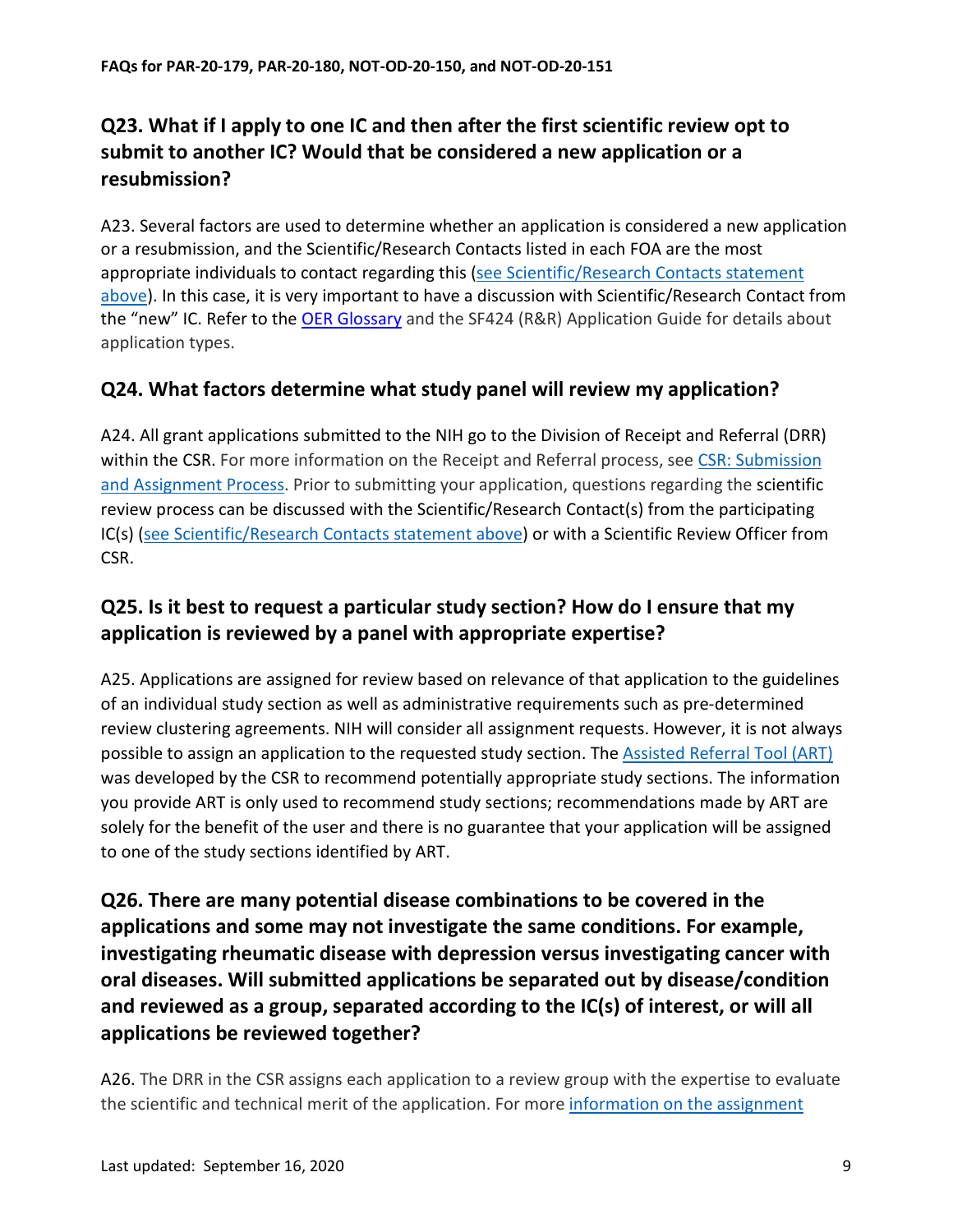## Q23. What if I apply to one IC and then after the first scientific review opt to submit to another IC? Would that be considered a new application or a resubmission?

A23. Several factors are used to determine whether an application is considered a new application or a resubmission, and the Scientific/Research Contacts listed in each FOA are the most appropriate individuals to contact regarding this (see Scientific/Research Contacts statement above). In this case, it is very important to have a discussion with Scientific/Research Contact from the "new" IC. Refer to the OER Glossary and the SF424 (R&R) Application Guide for details about application types.

## Q24. What factors determine what study panel will review my application?

A24. All grant applications submitted to the NIH go to the Division of Receipt and Referral (DRR) within the CSR. For more information on the Receipt and Referral process, see CSR: Submission and Assignment Process. Prior to submitting your application, questions regarding the scientific review process can be discussed with the Scientific/Research Contact(s) from the participating IC(s) (see Scientific/Research Contacts statement above) or with a Scientific Review Officer from CSR.

## Q25. Is it best to request a particular study section? How do I ensure that my application is reviewed by a panel with appropriate expertise?

A25. Applications are assigned for review based on relevance of that application to the guidelines of an individual study section as well as administrative requirements such as pre-determined review clustering agreements. NIH will consider all assignment requests. However, it is not always possible to assign an application to the requested study section. The Assisted Referral Tool (ART) was developed by the CSR to recommend potentially appropriate study sections. The information you provide ART is only used to recommend study sections; recommendations made by ART are solely for the benefit of the user and there is no guarantee that your application will be assigned to one of the study sections identified by ART.

## Q26. There are many potential disease combinations to be covered in the applications and some may not investigate the same conditions. For example, investigating rheumatic disease with depression versus investigating cancer with oral diseases. Will submitted applications be separated out by disease/condition and reviewed as a group, separated according to the IC(s) of interest, or will all applications be reviewed together?

A26. The DRR in the CSR assigns each application to a review group with the expertise to evaluate the scientific and technical merit of the application. For more information on the assignment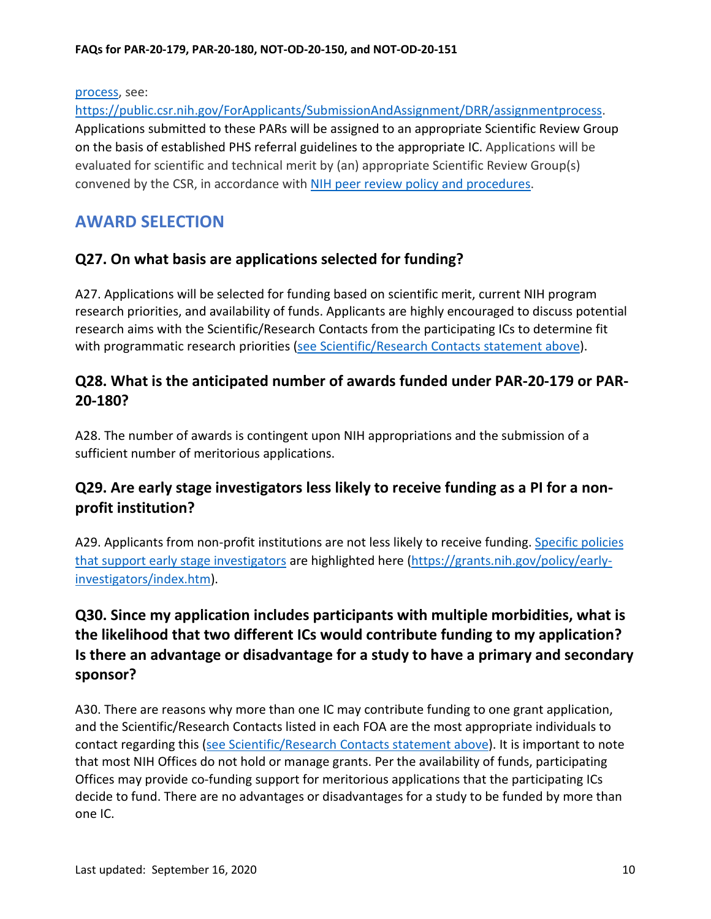[process](https://public.csr.nih.gov/ForApplicants/SubmissionAndAssignment/DRR/assignmentprocess), see:
[https://public.csr.nih.gov/ForApplicants/SubmissionAndAssignment/DRR/assignmentprocess](https://public.csr.nih.gov/ForApplicants/SubmissionAndAssignment/DRR/assignmentprocess). Applications submitted to these PARs will be assigned to an appropriate Scientific Review Group on the basis of established PHS referral guidelines to the appropriate IC. Applications will be evaluated for scientific and technical merit by (an) appropriate Scientific Review Group(s) convened by the CSR, in accordance with NIH peer review policy and procedures.

## AWARD SELECTION

### Q27. On what basis are applications selected for funding?

A27. Applications will be selected for funding based on scientific merit, current NIH program research priorities, and availability of funds. Applicants are highly encouraged to discuss potential research aims with the Scientific/Research Contacts from the participating ICs to determine fit with programmatic research priorities (see Scientific/Research Contacts statement above).

### Q28. What is the anticipated number of awards funded under PAR-20-179 or PAR-20-180?

A28. The number of awards is contingent upon NIH appropriations and the submission of a sufficient number of meritorious applications.

### Q29. Are early stage investigators less likely to receive funding as a PI for a non-profit institution?

A29. Applicants from non-profit institutions are not less likely to receive funding. [Specific policies that support early stage investigators](https://grants.nih.gov/policy/early-investigators/index.htm) are highlighted here ([https://grants.nih.gov/policy/early-investigators/index.htm](https://grants.nih.gov/policy/early-investigators/index.htm)).

### Q30. Since my application includes participants with multiple morbidities, what is the likelihood that two different ICs would contribute funding to my application? Is there an advantage or disadvantage for a study to have a primary and secondary sponsor?

A30. There are reasons why more than one IC may contribute funding to one grant application, and the Scientific/Research Contacts listed in each FOA are the most appropriate individuals to contact regarding this (see Scientific/Research Contacts statement above). It is important to note that most NIH Offices do not hold or manage grants. Per the availability of funds, participating Offices may provide co-funding support for meritorious applications that the participating ICs decide to fund. There are no advantages or disadvantages for a study to be funded by more than one IC.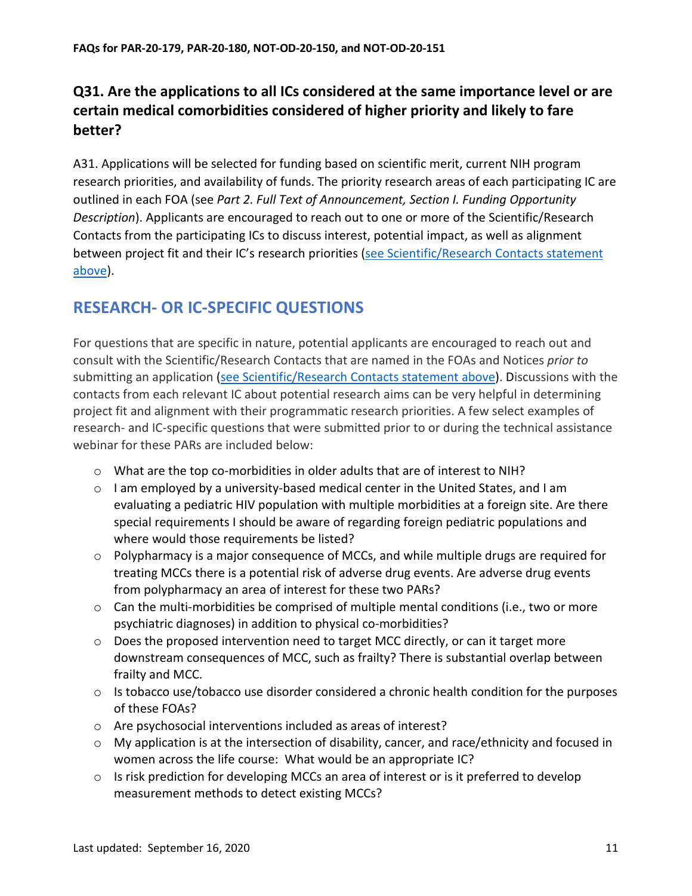## Q31. Are the applications to all ICs considered at the same importance level or are certain medical comorbidities considered of higher priority and likely to fare better?

A31. Applications will be selected for funding based on scientific merit, current NIH program research priorities, and availability of funds. The priority research areas of each participating IC are outlined in each FOA (see *Part 2. Full Text of Announcement, Section I. Funding Opportunity Description*). Applicants are encouraged to reach out to one or more of the Scientific/Research Contacts from the participating ICs to discuss interest, potential impact, as well as alignment between project fit and their IC's research priorities (see Scientific/Research Contacts statement above).

## RESEARCH- OR IC-SPECIFIC QUESTIONS

For questions that are specific in nature, potential applicants are encouraged to reach out and consult with the Scientific/Research Contacts that are named in the FOAs and Notices *prior to* submitting an application (see Scientific/Research Contacts statement above). Discussions with the contacts from each relevant IC about potential research aims can be very helpful in determining project fit and alignment with their programmatic research priorities. A few select examples of research- and IC-specific questions that were submitted prior to or during the technical assistance webinar for these PARs are included below:

- What are the top co-morbidities in older adults that are of interest to NIH?
- I am employed by a university-based medical center in the United States, and I am evaluating a pediatric HIV population with multiple morbidities at a foreign site. Are there special requirements I should be aware of regarding foreign pediatric populations and where would those requirements be listed?
- Polypharmacy is a major consequence of MCCs, and while multiple drugs are required for treating MCCs there is a potential risk of adverse drug events. Are adverse drug events from polypharmacy an area of interest for these two PARs?
- Can the multi-morbidities be comprised of multiple mental conditions (i.e., two or more psychiatric diagnoses) in addition to physical co-morbidities?
- Does the proposed intervention need to target MCC directly, or can it target more downstream consequences of MCC, such as frailty? There is substantial overlap between frailty and MCC.
- Is tobacco use/tobacco use disorder considered a chronic health condition for the purposes of these FOAs?
- Are psychosocial interventions included as areas of interest?
- My application is at the intersection of disability, cancer, and race/ethnicity and focused in women across the life course: What would be an appropriate IC?
- Is risk prediction for developing MCCs an area of interest or is it preferred to develop measurement methods to detect existing MCCs?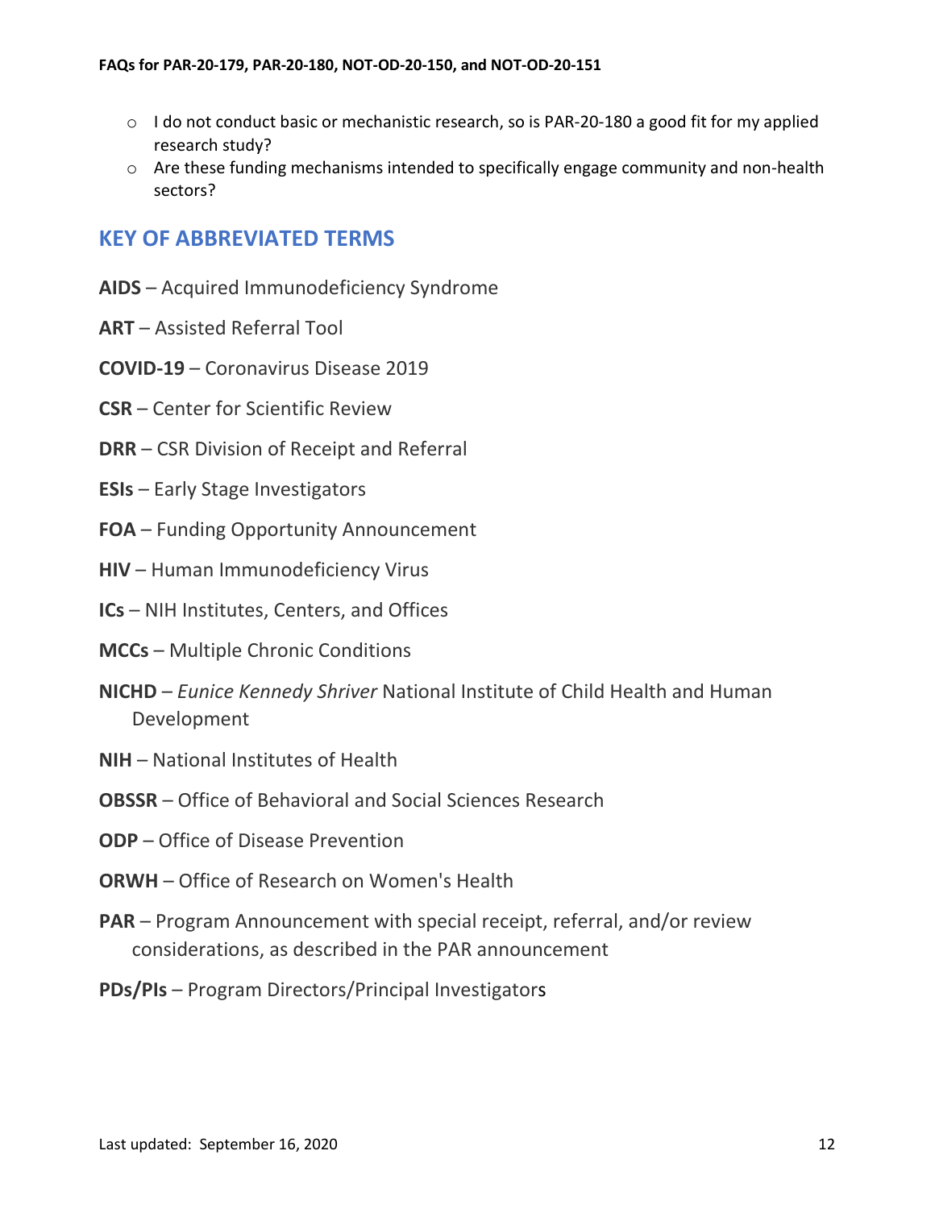- I do not conduct basic or mechanistic research, so is PAR-20-180 a good fit for my applied research study?
- Are these funding mechanisms intended to specifically engage community and non-health sectors?

## KEY OF ABBREVIATED TERMS

**AIDS** – Acquired Immunodeficiency Syndrome

**ART** – Assisted Referral Tool

**COVID-19** – Coronavirus Disease 2019

**CSR** – Center for Scientific Review

**DRR** – CSR Division of Receipt and Referral

**ESIs** – Early Stage Investigators

**FOA** – Funding Opportunity Announcement

**HIV** – Human Immunodeficiency Virus

**ICs** – NIH Institutes, Centers, and Offices

**MCCs** – Multiple Chronic Conditions

**NICHD** – *Eunice Kennedy Shriver* National Institute of Child Health and Human Development

**NIH** – National Institutes of Health

**OBSSR** – Office of Behavioral and Social Sciences Research

**ODP** – Office of Disease Prevention

**ORWH** – Office of Research on Women's Health

**PAR** – Program Announcement with special receipt, referral, and/or review considerations, as described in the PAR announcement

**PDs/PIs** – Program Directors/Principal Investigators